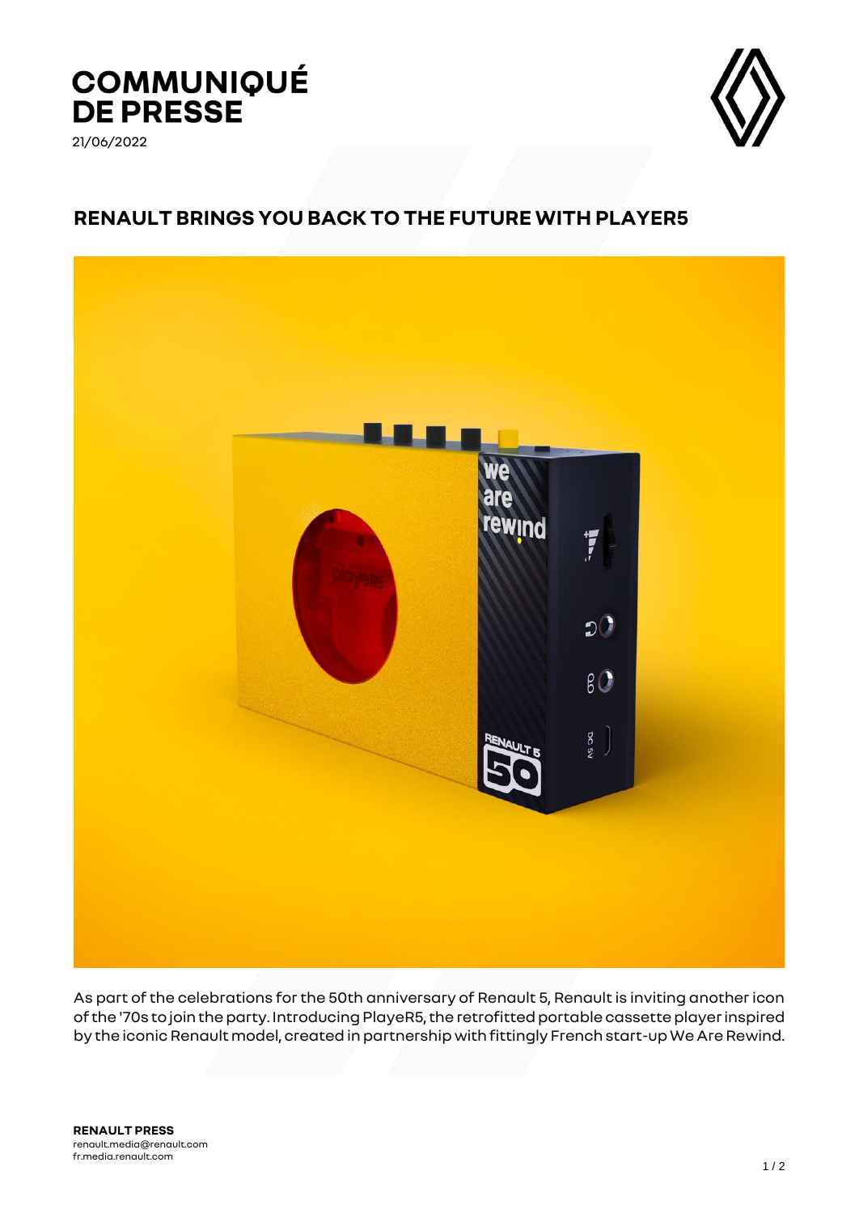# COMMUNIQUÉ DE PRESSE

21/06/2022

## RENAULT BRINGS YOU BACK TO THE FUTURE WITH PLAYER5

As part of the celebrations for the 50th anniversary of Renault 5, Renault is inviting another icon of the '70s to join the party. Introducing PlayeR5, the retrofitted portable cassette player inspired by the iconic Renault model, created in partnership with fittingly French start-up We Are Rewind.

**RENAULT PRESS**
renault.media@renault.com
fr.media.renault.com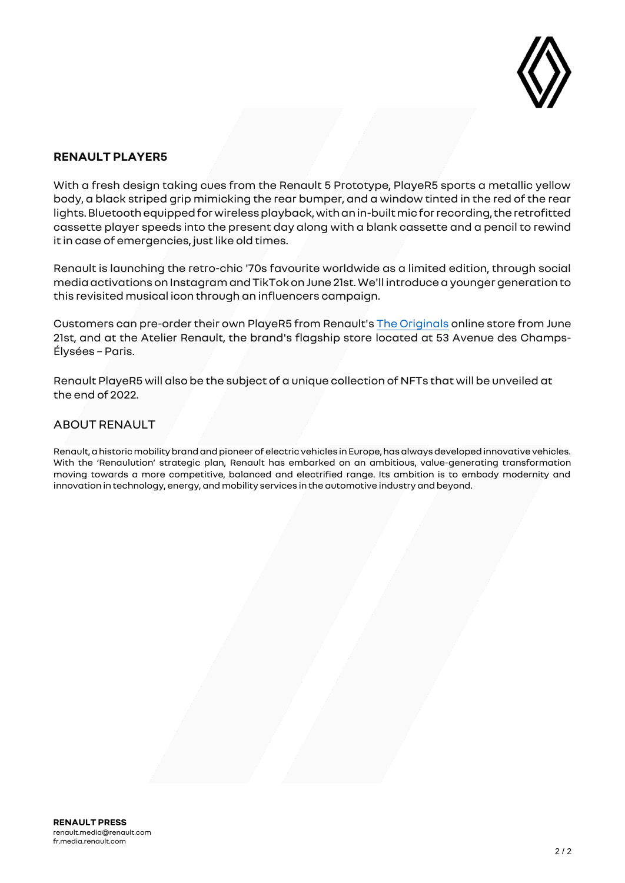## RENAULT PLAYER5

With a fresh design taking cues from the Renault 5 Prototype, PlayeR5 sports a metallic yellow body, a black striped grip mimicking the rear bumper, and a window tinted in the red of the rear lights. Bluetooth equipped for wireless playback, with an in-built mic for recording, the retrofitted cassette player speeds into the present day along with a blank cassette and a pencil to rewind it in case of emergencies, just like old times.

Renault is launching the retro-chic '70s favourite worldwide as a limited edition, through social media activations on Instagram and TikTok on June 21st. We'll introduce a younger generation to this revisited musical icon through an influencers campaign.

Customers can pre-order their own PlayeR5 from Renault's The Originals online store from June 21st, and at the Atelier Renault, the brand's flagship store located at 53 Avenue des Champs-Élysées – Paris.

Renault PlayeR5 will also be the subject of a unique collection of NFTs that will be unveiled at the end of 2022.

## ABOUT RENAULT

Renault, a historic mobility brand and pioneer of electric vehicles in Europe, has always developed innovative vehicles. With the 'Renaulution' strategic plan, Renault has embarked on an ambitious, value-generating transformation moving towards a more competitive, balanced and electrified range. Its ambition is to embody modernity and innovation in technology, energy, and mobility services in the automotive industry and beyond.

**RENAULT PRESS**
renault.media@renault.com
fr.media.renault.com